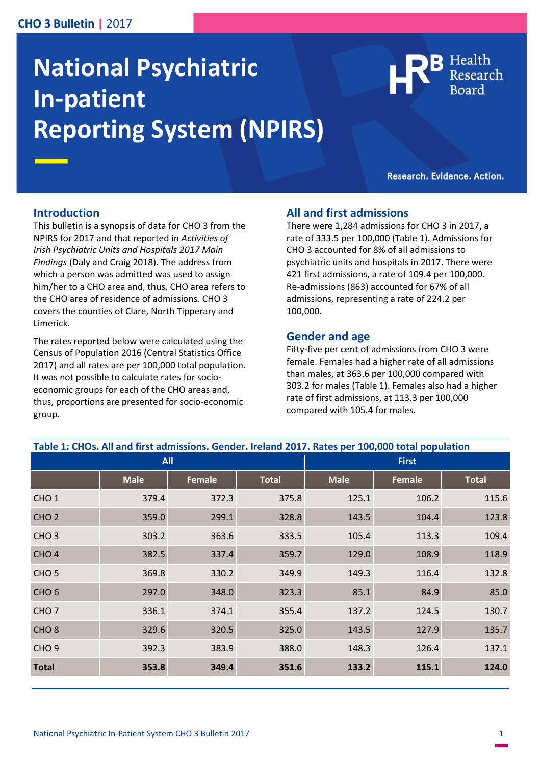# National Psychiatric In-patient Reporting System (NPIRS)

Research. Evidence. Action.

## Introduction

This bulletin is a synopsis of data for CHO 3 from the NPIRS for 2017 and that reported in *Activities of Irish Psychiatric Units and Hospitals 2017 Main Findings* (Daly and Craig 2018). The address from which a person was admitted was used to assign him/her to a CHO area and, thus, CHO area refers to the CHO area of residence of admissions. CHO 3 covers the counties of Clare, North Tipperary and Limerick.

The rates reported below were calculated using the Census of Population 2016 (Central Statistics Office 2017) and all rates are per 100,000 total population. It was not possible to calculate rates for socio-economic groups for each of the CHO areas and, thus, proportions are presented for socio-economic group.

## All and first admissions

There were 1,284 admissions for CHO 3 in 2017, a rate of 333.5 per 100,000 (Table 1). Admissions for CHO 3 accounted for 8% of all admissions to psychiatric units and hospitals in 2017. There were 421 first admissions, a rate of 109.4 per 100,000. Re-admissions (863) accounted for 67% of all admissions, representing a rate of 224.2 per 100,000.

## Gender and age

Fifty-five per cent of admissions from CHO 3 were female. Females had a higher rate of all admissions than males, at 363.6 per 100,000 compared with 303.2 for males (Table 1). Females also had a higher rate of first admissions, at 113.3 per 100,000 compared with 105.4 for males.

**Table 1: CHOs. All and first admissions. Gender. Ireland 2017. Rates per 100,000 total population**

| | All | | | First | | |
|---|---|---|---|---|---|---|
| | Male | Female | Total | Male | Female | Total |
| CHO 1 | 379.4 | 372.3 | 375.8 | 125.1 | 106.2 | 115.6 |
| CHO 2 | 359.0 | 299.1 | 328.8 | 143.5 | 104.4 | 123.8 |
| CHO 3 | 303.2 | 363.6 | 333.5 | 105.4 | 113.3 | 109.4 |
| CHO 4 | 382.5 | 337.4 | 359.7 | 129.0 | 108.9 | 118.9 |
| CHO 5 | 369.8 | 330.2 | 349.9 | 149.3 | 116.4 | 132.8 |
| CHO 6 | 297.0 | 348.0 | 323.3 | 85.1 | 84.9 | 85.0 |
| CHO 7 | 336.1 | 374.1 | 355.4 | 137.2 | 124.5 | 130.7 |
| CHO 8 | 329.6 | 320.5 | 325.0 | 143.5 | 127.9 | 135.7 |
| CHO 9 | 392.3 | 383.9 | 388.0 | 148.3 | 126.4 | 137.1 |
| **Total** | **353.8** | **349.4** | **351.6** | **133.2** | **115.1** | **124.0** |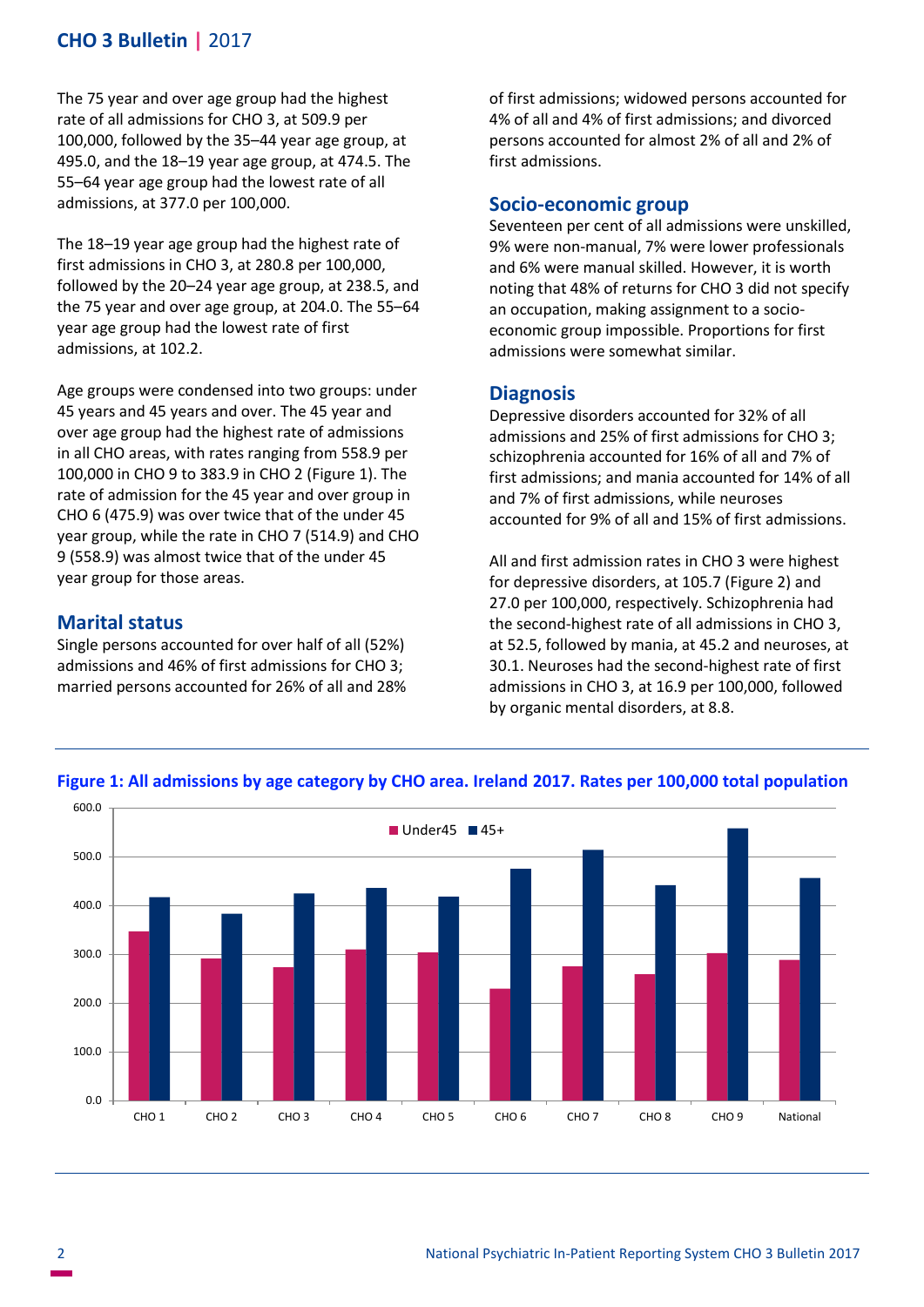The 75 year and over age group had the highest rate of all admissions for CHO 3, at 509.9 per 100,000, followed by the 35–44 year age group, at 495.0, and the 18–19 year age group, at 474.5. The 55–64 year age group had the lowest rate of all admissions, at 377.0 per 100,000.

The 18–19 year age group had the highest rate of first admissions in CHO 3, at 280.8 per 100,000, followed by the 20–24 year age group, at 238.5, and the 75 year and over age group, at 204.0. The 55–64 year age group had the lowest rate of first admissions, at 102.2.

Age groups were condensed into two groups: under 45 years and 45 years and over. The 45 year and over age group had the highest rate of admissions in all CHO areas, with rates ranging from 558.9 per 100,000 in CHO 9 to 383.9 in CHO 2 (Figure 1). The rate of admission for the 45 year and over group in CHO 6 (475.9) was over twice that of the under 45 year group, while the rate in CHO 7 (514.9) and CHO 9 (558.9) was almost twice that of the under 45 year group for those areas.

## Marital status

Single persons accounted for over half of all (52%) admissions and 46% of first admissions for CHO 3; married persons accounted for 26% of all and 28% of first admissions; widowed persons accounted for 4% of all and 4% of first admissions; and divorced persons accounted for almost 2% of all and 2% of first admissions.

## Socio-economic group

Seventeen per cent of all admissions were unskilled, 9% were non-manual, 7% were lower professionals and 6% were manual skilled. However, it is worth noting that 48% of returns for CHO 3 did not specify an occupation, making assignment to a socio-economic group impossible. Proportions for first admissions were somewhat similar.

## Diagnosis

Depressive disorders accounted for 32% of all admissions and 25% of first admissions for CHO 3; schizophrenia accounted for 16% of all and 7% of first admissions; and mania accounted for 14% of all and 7% of first admissions, while neuroses accounted for 9% of all and 15% of first admissions.

All and first admission rates in CHO 3 were highest for depressive disorders, at 105.7 (Figure 2) and 27.0 per 100,000, respectively. Schizophrenia had the second-highest rate of all admissions in CHO 3, at 52.5, followed by mania, at 45.2 and neuroses, at 30.1. Neuroses had the second-highest rate of first admissions in CHO 3, at 16.9 per 100,000, followed by organic mental disorders, at 8.8.

**Figure 1: All admissions by age category by CHO area. Ireland 2017. Rates per 100,000 total population**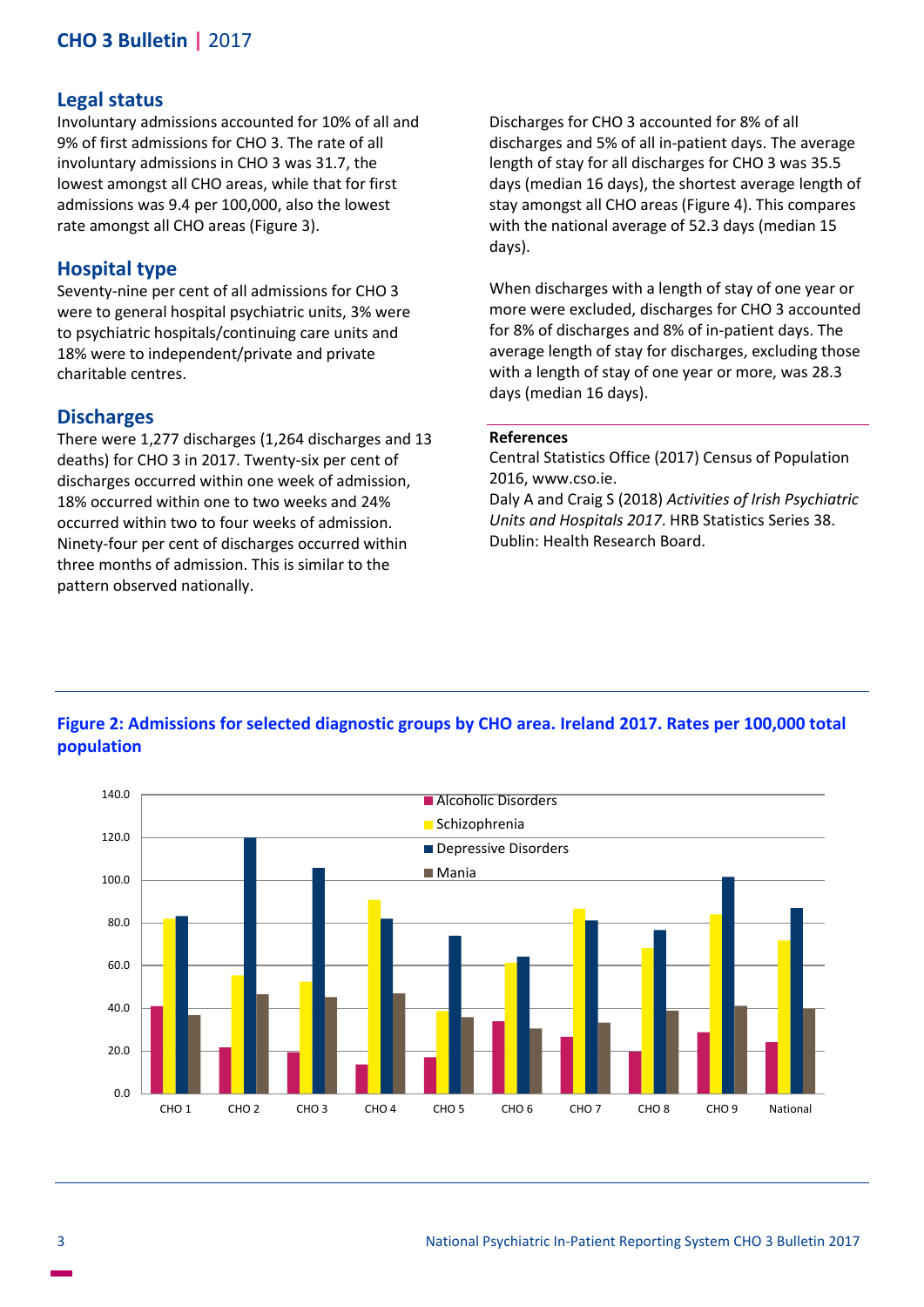## Legal status

Involuntary admissions accounted for 10% of all and 9% of first admissions for CHO 3. The rate of all involuntary admissions in CHO 3 was 31.7, the lowest amongst all CHO areas, while that for first admissions was 9.4 per 100,000, also the lowest rate amongst all CHO areas (Figure 3).

## Hospital type

Seventy-nine per cent of all admissions for CHO 3 were to general hospital psychiatric units, 3% were to psychiatric hospitals/continuing care units and 18% were to independent/private and private charitable centres.

## Discharges

There were 1,277 discharges (1,264 discharges and 13 deaths) for CHO 3 in 2017. Twenty-six per cent of discharges occurred within one week of admission, 18% occurred within one to two weeks and 24% occurred within two to four weeks of admission. Ninety-four per cent of discharges occurred within three months of admission. This is similar to the pattern observed nationally.

Discharges for CHO 3 accounted for 8% of all discharges and 5% of all in-patient days. The average length of stay for all discharges for CHO 3 was 35.5 days (median 16 days), the shortest average length of stay amongst all CHO areas (Figure 4). This compares with the national average of 52.3 days (median 15 days).

When discharges with a length of stay of one year or more were excluded, discharges for CHO 3 accounted for 8% of discharges and 8% of in-patient days. The average length of stay for discharges, excluding those with a length of stay of one year or more, was 28.3 days (median 16 days).

**References**

Central Statistics Office (2017) Census of Population 2016, www.cso.ie.

Daly A and Craig S (2018) *Activities of Irish Psychiatric Units and Hospitals 2017*. HRB Statistics Series 38. Dublin: Health Research Board.

**Figure 2: Admissions for selected diagnostic groups by CHO area. Ireland 2017. Rates per 100,000 total population**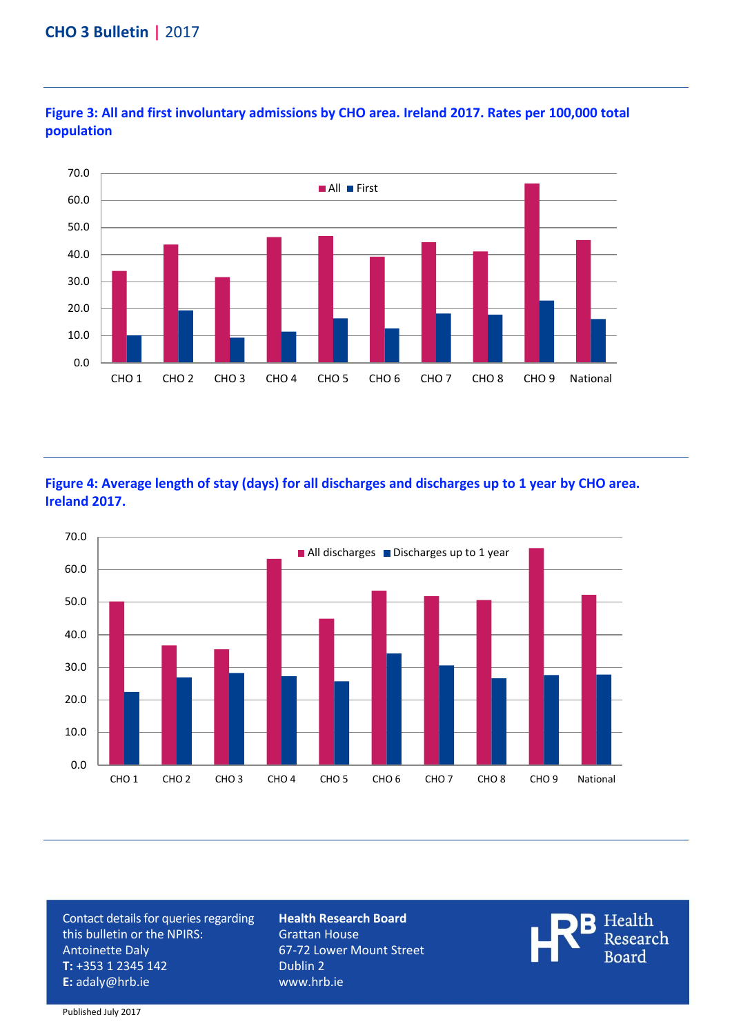**Figure 3: All and first involuntary admissions by CHO area. Ireland 2017. Rates per 100,000 total population**

70.0
60.0
50.0
40.0
30.0
20.0
10.0
0.0

All  First

CHO 1  CHO 2  CHO 3  CHO 4  CHO 5  CHO 6  CHO 7  CHO 8  CHO 9  National

**Figure 4: Average length of stay (days) for all discharges and discharges up to 1 year by CHO area. Ireland 2017.**

70.0
60.0
50.0
40.0
30.0
20.0
10.0
0.0

All discharges  Discharges up to 1 year

CHO 1  CHO 2  CHO 3  CHO 4  CHO 5  CHO 6  CHO 7  CHO 8  CHO 9  National

Contact details for queries regarding this bulletin or the NPIRS:
Antoinette Daly
**T:** +353 1 2345 142
**E:** adaly@hrb.ie

**Health Research Board**
Grattan House
67-72 Lower Mount Street
Dublin 2
www.hrb.ie

HRB Health Research Board

Published July 2017